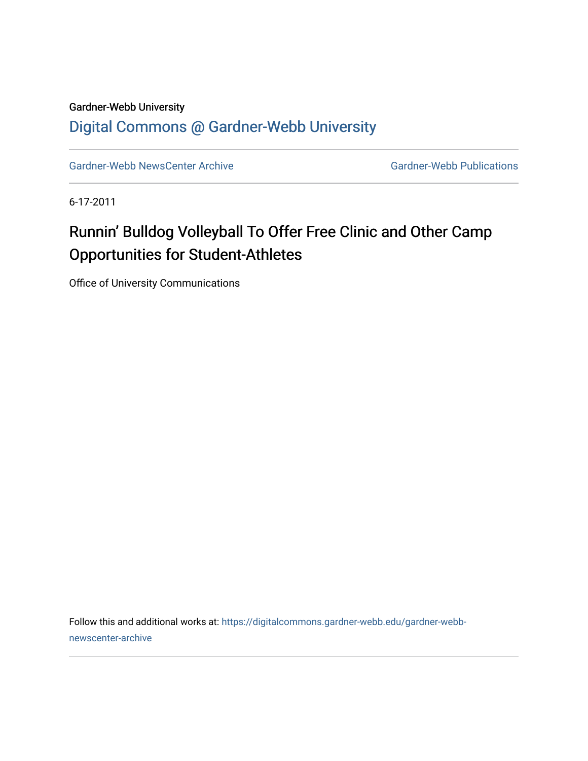Gardner-Webb University

## Digital Commons @ Gardner-Webb University

Gardner-Webb NewsCenter Archive | Gardner-Webb Publications

6-17-2011

# Runnin' Bulldog Volleyball To Offer Free Clinic and Other Camp Opportunities for Student-Athletes

Office of University Communications

Follow this and additional works at: https://digitalcommons.gardner-webb.edu/gardner-webb-newscenter-archive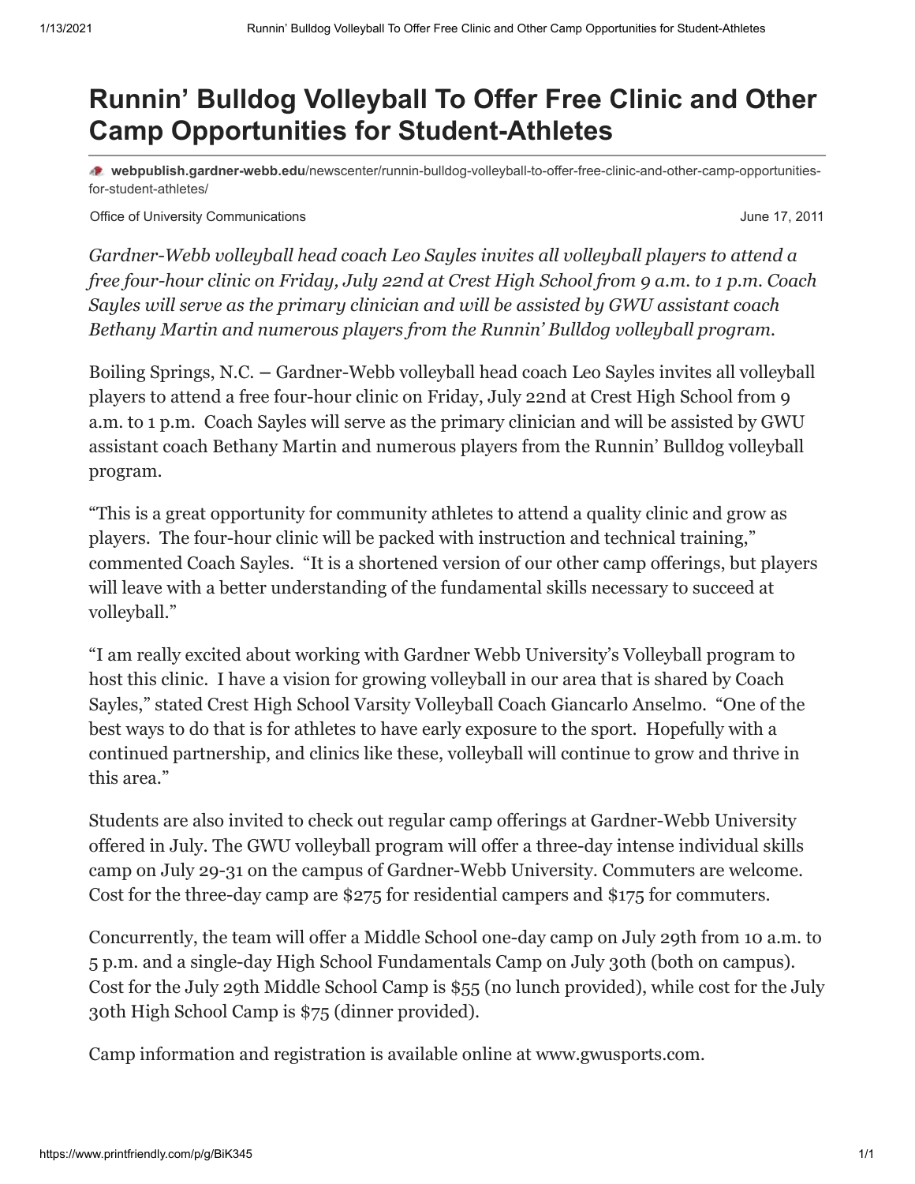# Runnin' Bulldog Volleyball To Offer Free Clinic and Other Camp Opportunities for Student-Athletes

**webpublish.gardner-webb.edu**/newscenter/runnin-bulldog-volleyball-to-offer-free-clinic-and-other-camp-opportunities-for-student-athletes/

Office of University Communications

June 17, 2011

*Gardner-Webb volleyball head coach Leo Sayles invites all volleyball players to attend a free four-hour clinic on Friday, July 22nd at Crest High School from 9 a.m. to 1 p.m. Coach Sayles will serve as the primary clinician and will be assisted by GWU assistant coach Bethany Martin and numerous players from the Runnin' Bulldog volleyball program.*

Boiling Springs, N.C. – Gardner-Webb volleyball head coach Leo Sayles invites all volleyball players to attend a free four-hour clinic on Friday, July 22nd at Crest High School from 9 a.m. to 1 p.m. Coach Sayles will serve as the primary clinician and will be assisted by GWU assistant coach Bethany Martin and numerous players from the Runnin' Bulldog volleyball program.

"This is a great opportunity for community athletes to attend a quality clinic and grow as players. The four-hour clinic will be packed with instruction and technical training," commented Coach Sayles. "It is a shortened version of our other camp offerings, but players will leave with a better understanding of the fundamental skills necessary to succeed at volleyball."

"I am really excited about working with Gardner Webb University's Volleyball program to host this clinic. I have a vision for growing volleyball in our area that is shared by Coach Sayles," stated Crest High School Varsity Volleyball Coach Giancarlo Anselmo. "One of the best ways to do that is for athletes to have early exposure to the sport. Hopefully with a continued partnership, and clinics like these, volleyball will continue to grow and thrive in this area."

Students are also invited to check out regular camp offerings at Gardner-Webb University offered in July. The GWU volleyball program will offer a three-day intense individual skills camp on July 29-31 on the campus of Gardner-Webb University. Commuters are welcome. Cost for the three-day camp are $275 for residential campers and $175 for commuters.

Concurrently, the team will offer a Middle School one-day camp on July 29th from 10 a.m. to 5 p.m. and a single-day High School Fundamentals Camp on July 30th (both on campus). Cost for the July 29th Middle School Camp is $55 (no lunch provided), while cost for the July 30th High School Camp is $75 (dinner provided).

Camp information and registration is available online at www.gwusports.com.